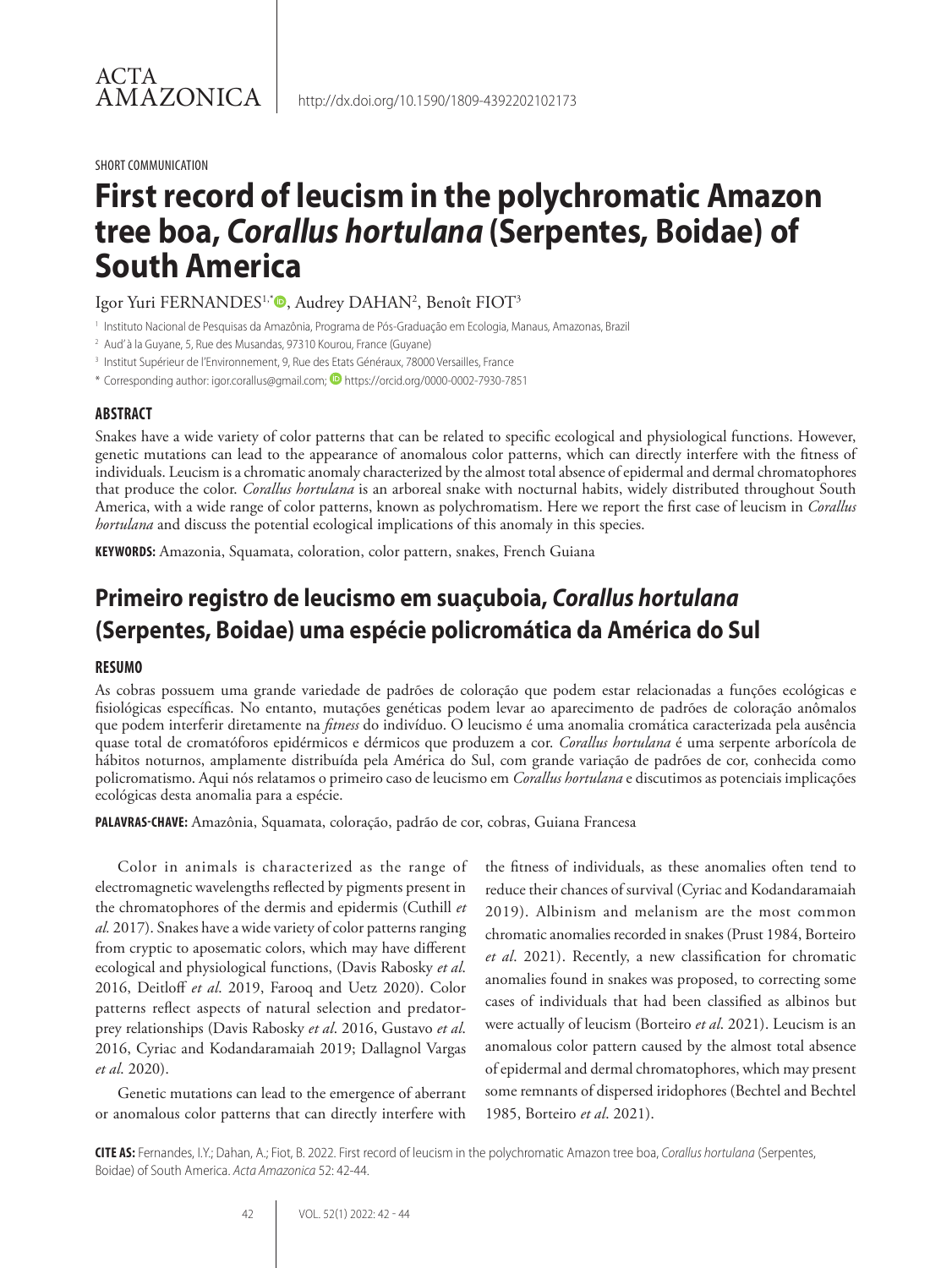SHORT COMMUNICATION

# First record of leucism in the polychromatic Amazon tree boa, *Corallus hortulana* (Serpentes, Boidae) of South America

Igor Yuri FERNANDES[1,*], Audrey DAHAN[2], Benoît FIOT[3]

[1] Instituto Nacional de Pesquisas da Amazônia, Programa de Pós-Graduação em Ecologia, Manaus, Amazonas, Brazil

[2] Aud' à la Guyane, 5, Rue des Musandas, 97310 Kourou, France (Guyane)

[3] Institut Supérieur de l'Environnement, 9, Rue des Etats Généraux, 78000 Versailles, France

* Corresponding author: igor.corallus@gmail.com; https://orcid.org/0000-0002-7930-7851

## ABSTRACT

Snakes have a wide variety of color patterns that can be related to specific ecological and physiological functions. However, genetic mutations can lead to the appearance of anomalous color patterns, which can directly interfere with the fitness of individuals. Leucism is a chromatic anomaly characterized by the almost total absence of epidermal and dermal chromatophores that produce the color. *Corallus hortulana* is an arboreal snake with nocturnal habits, widely distributed throughout South America, with a wide range of color patterns, known as polychromatism. Here we report the first case of leucism in *Corallus hortulana* and discuss the potential ecological implications of this anomaly in this species.

**KEYWORDS:** Amazonia, Squamata, coloration, color pattern, snakes, French Guiana

## Primeiro registro de leucismo em suaçuboia, *Corallus hortulana* (Serpentes, Boidae) uma espécie policromática da América do Sul

## RESUMO

As cobras possuem uma grande variedade de padrões de coloração que podem estar relacionadas a funções ecológicas e fisiológicas específicas. No entanto, mutações genéticas podem levar ao aparecimento de padrões de coloração anômalos que podem interferir diretamente na *fitness* do indivíduo. O leucismo é uma anomalia cromática caracterizada pela ausência quase total de cromatóforos epidérmicos e dérmicos que produzem a cor. *Corallus hortulana* é uma serpente arborícola de hábitos noturnos, amplamente distribuída pela América do Sul, com grande variação de padrões de cor, conhecida como policromatismo. Aqui nós relatamos o primeiro caso de leucismo em *Corallus hortulana* e discutimos as potenciais implicações ecológicas desta anomalia para a espécie.

**PALAVRAS-CHAVE:** Amazônia, Squamata, coloração, padrão de cor, cobras, Guiana Francesa

Color in animals is characterized as the range of electromagnetic wavelengths reflected by pigments present in the chromatophores of the dermis and epidermis (Cuthill *et al.* 2017). Snakes have a wide variety of color patterns ranging from cryptic to aposematic colors, which may have different ecological and physiological functions, (Davis Rabosky *et al*. 2016, Deitloff *et al*. 2019, Farooq and Uetz 2020). Color patterns reflect aspects of natural selection and predator-prey relationships (Davis Rabosky *et al*. 2016, Gustavo *et al*. 2016, Cyriac and Kodandaramaiah 2019; Dallagnol Vargas *et al*. 2020).

Genetic mutations can lead to the emergence of aberrant or anomalous color patterns that can directly interfere with the fitness of individuals, as these anomalies often tend to reduce their chances of survival (Cyriac and Kodandaramaiah 2019). Albinism and melanism are the most common chromatic anomalies recorded in snakes (Prust 1984, Borteiro *et al*. 2021). Recently, a new classification for chromatic anomalies found in snakes was proposed, to correcting some cases of individuals that had been classified as albinos but were actually of leucism (Borteiro *et al*. 2021). Leucism is an anomalous color pattern caused by the almost total absence of epidermal and dermal chromatophores, which may present some remnants of dispersed iridophores (Bechtel and Bechtel 1985, Borteiro *et al*. 2021).

**CITE AS:** Fernandes, I.Y.; Dahan, A.; Fiot, B. 2022. First record of leucism in the polychromatic Amazon tree boa, *Corallus hortulana* (Serpentes, Boidae) of South America. *Acta Amazonica* 52: 42-44.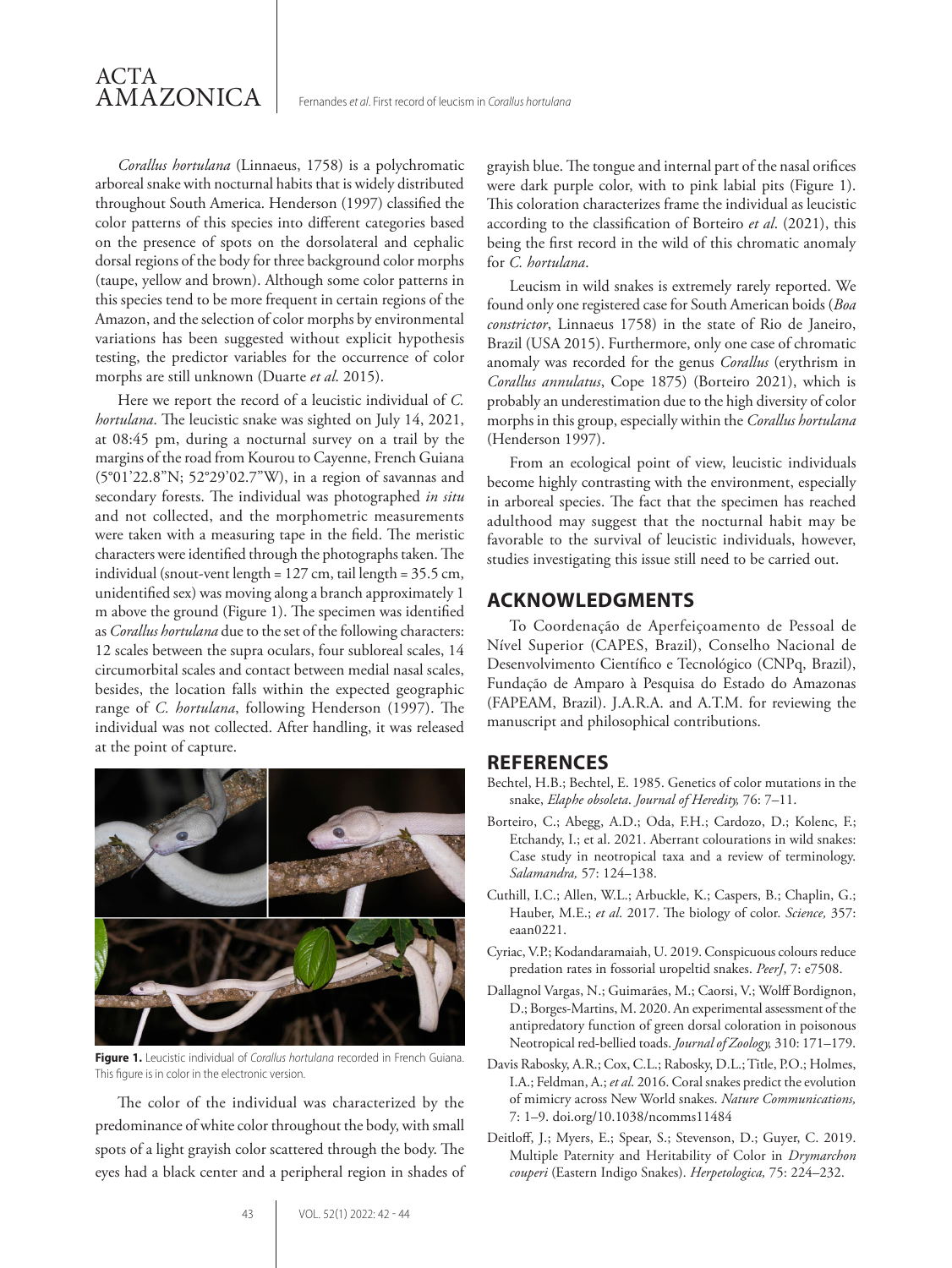*Corallus hortulana* (Linnaeus, 1758) is a polychromatic arboreal snake with nocturnal habits that is widely distributed throughout South America. Henderson (1997) classified the color patterns of this species into different categories based on the presence of spots on the dorsolateral and cephalic dorsal regions of the body for three background color morphs (taupe, yellow and brown). Although some color patterns in this species tend to be more frequent in certain regions of the Amazon, and the selection of color morphs by environmental variations has been suggested without explicit hypothesis testing, the predictor variables for the occurrence of color morphs are still unknown (Duarte *et al*. 2015).

Here we report the record of a leucistic individual of *C. hortulana*. The leucistic snake was sighted on July 14, 2021, at 08:45 pm, during a nocturnal survey on a trail by the margins of the road from Kourou to Cayenne, French Guiana (5°01'22.8"N; 52°29'02.7"W), in a region of savannas and secondary forests. The individual was photographed *in situ* and not collected, and the morphometric measurements were taken with a measuring tape in the field. The meristic characters were identified through the photographs taken. The individual (snout-vent length = 127 cm, tail length = 35.5 cm, unidentified sex) was moving along a branch approximately 1 m above the ground (Figure 1). The specimen was identified as *Corallus hortulana* due to the set of the following characters: 12 scales between the supra oculars, four subloreal scales, 14 circumorbital scales and contact between medial nasal scales, besides, the location falls within the expected geographic range of *C. hortulana*, following Henderson (1997). The individual was not collected. After handling, it was released at the point of capture.

**Figure 1.** Leucistic individual of *Corallus hortulana* recorded in French Guiana. This figure is in color in the electronic version.

The color of the individual was characterized by the predominance of white color throughout the body, with small spots of a light grayish color scattered through the body. The eyes had a black center and a peripheral region in shades of grayish blue. The tongue and internal part of the nasal orifices were dark purple color, with to pink labial pits (Figure 1). This coloration characterizes frame the individual as leucistic according to the classification of Borteiro *et al*. (2021), this being the first record in the wild of this chromatic anomaly for *C. hortulana*.

Leucism in wild snakes is extremely rarely reported. We found only one registered case for South American boids (*Boa constrictor*, Linnaeus 1758) in the state of Rio de Janeiro, Brazil (USA 2015). Furthermore, only one case of chromatic anomaly was recorded for the genus *Corallus* (erythrism in *Corallus annulatus*, Cope 1875) (Borteiro 2021), which is probably an underestimation due to the high diversity of color morphs in this group, especially within the *Corallus hortulana* (Henderson 1997).

From an ecological point of view, leucistic individuals become highly contrasting with the environment, especially in arboreal species. The fact that the specimen has reached adulthood may suggest that the nocturnal habit may be favorable to the survival of leucistic individuals, however, studies investigating this issue still need to be carried out.

## ACKNOWLEDGMENTS

To Coordenação de Aperfeiçoamento de Pessoal de Nível Superior (CAPES, Brazil), Conselho Nacional de Desenvolvimento Científico e Tecnológico (CNPq, Brazil), Fundação de Amparo à Pesquisa do Estado do Amazonas (FAPEAM, Brazil). J.A.R.A. and A.T.M. for reviewing the manuscript and philosophical contributions.

## REFERENCES

Bechtel, H.B.; Bechtel, E. 1985. Genetics of color mutations in the snake, *Elaphe obsoleta*. *Journal of Heredity,* 76: 7–11.

Borteiro, C.; Abegg, A.D.; Oda, F.H.; Cardozo, D.; Kolenc, F.; Etchandy, I.; et al. 2021. Aberrant colourations in wild snakes: Case study in neotropical taxa and a review of terminology. *Salamandra,* 57: 124–138.

Cuthill, I.C.; Allen, W.L.; Arbuckle, K.; Caspers, B.; Chaplin, G.; Hauber, M.E.; *et al*. 2017. The biology of color. *Science,* 357: eaan0221.

Cyriac, V.P.; Kodandaramaiah, U. 2019. Conspicuous colours reduce predation rates in fossorial uropeltid snakes. *PeerJ*, 7: e7508.

Dallagnol Vargas, N.; Guimarães, M.; Caorsi, V.; Wolff Bordignon, D.; Borges-Martins, M. 2020. An experimental assessment of the antipredatory function of green dorsal coloration in poisonous Neotropical red-bellied toads. *Journal of Zoology,* 310: 171–179.

Davis Rabosky, A.R.; Cox, C.L.; Rabosky, D.L.; Title, P.O.; Holmes, I.A.; Feldman, A.; *et al.* 2016. Coral snakes predict the evolution of mimicry across New World snakes. *Nature Communications,* 7: 1–9. doi.org/10.1038/ncomms11484

Deitloff, J.; Myers, E.; Spear, S.; Stevenson, D.; Guyer, C. 2019. Multiple Paternity and Heritability of Color in *Drymarchon couperi* (Eastern Indigo Snakes). *Herpetologica,* 75: 224–232.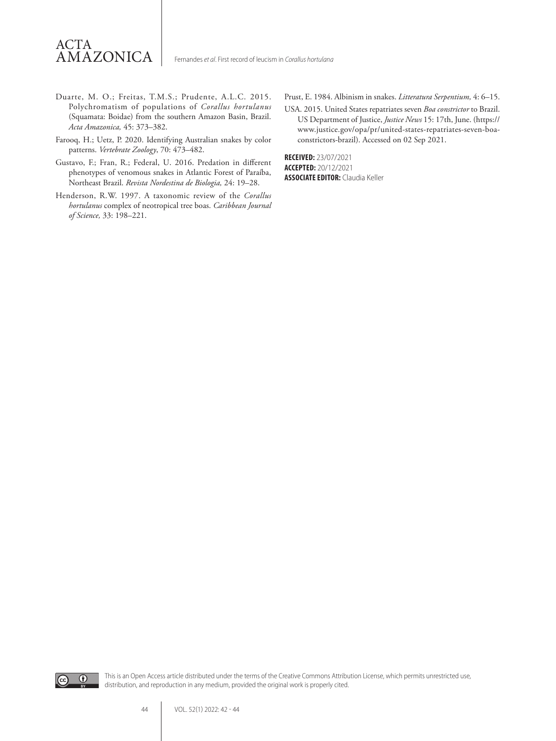Duarte, M. O.; Freitas, T.M.S.; Prudente, A.L.C. 2015. Polychromatism of populations of *Corallus hortulanus* (Squamata: Boidae) from the southern Amazon Basin, Brazil. *Acta Amazonica,* 45: 373–382.

Farooq, H.; Uetz, P. 2020. Identifying Australian snakes by color patterns. *Vertebrate Zoology*, 70: 473–482.

Gustavo, F.; Fran, R.; Federal, U. 2016. Predation in different phenotypes of venomous snakes in Atlantic Forest of Paraíba, Northeast Brazil. *Revista Nordestina de Biologia,* 24: 19–28.

Henderson, R.W. 1997. A taxonomic review of the *Corallus hortulanus* complex of neotropical tree boas. *Caribbean Journal of Science,* 33: 198–221.

Prust, E. 1984. Albinism in snakes. *Litteratura Serpentium,* 4: 6–15.

USA. 2015. United States repatriates seven *Boa constrictor* to Brazil. US Department of Justice, *Justice News* 15: 17th, June. (https://www.justice.gov/opa/pr/united-states-repatriates-seven-boa-constrictors-brazil). Accessed on 02 Sep 2021.

**RECEIVED:** 23/07/2021
**ACCEPTED:** 20/12/2021
**ASSOCIATE EDITOR:** Claudia Keller

This is an Open Access article distributed under the terms of the Creative Commons Attribution License, which permits unrestricted use, distribution, and reproduction in any medium, provided the original work is properly cited.